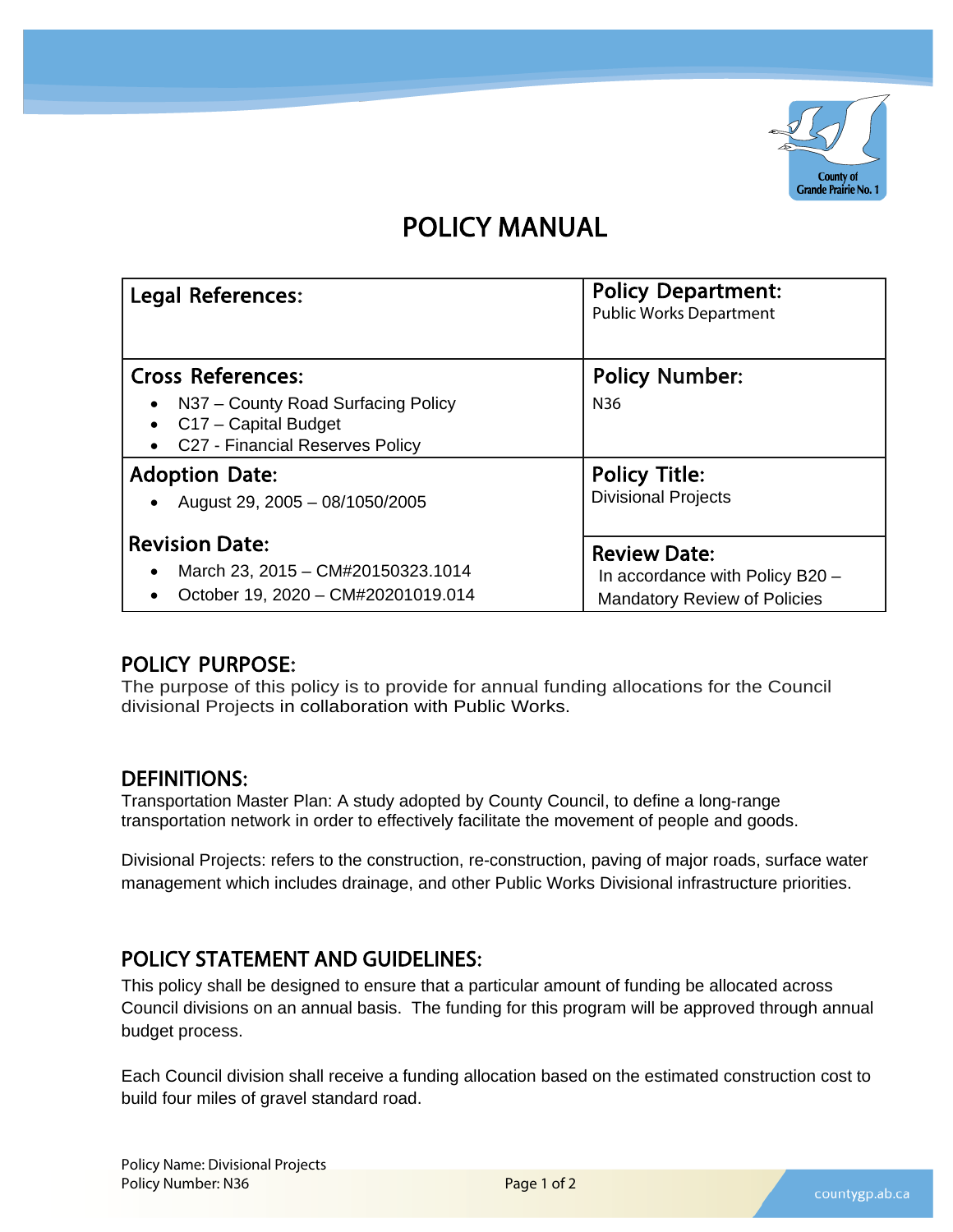# POLICY MANUAL

| Legal References: | Policy Department: Public Works Department |
|---|---|
| Cross References:<br>• N37 – County Road Surfacing Policy<br>• C17 – Capital Budget<br>• C27 - Financial Reserves Policy | Policy Number: N36 |
| Adoption Date:<br>• August 29, 2005 – 08/1050/2005 | Policy Title: Divisional Projects |
| Revision Date:<br>• March 23, 2015 – CM#20150323.1014<br>• October 19, 2020 – CM#20201019.014 | Review Date: In accordance with Policy B20 – Mandatory Review of Policies |

## POLICY PURPOSE:

The purpose of this policy is to provide for annual funding allocations for the Council divisional Projects in collaboration with Public Works.

## DEFINITIONS:

Transportation Master Plan: A study adopted by County Council, to define a long-range transportation network in order to effectively facilitate the movement of people and goods.

Divisional Projects: refers to the construction, re-construction, paving of major roads, surface water management which includes drainage, and other Public Works Divisional infrastructure priorities.

## POLICY STATEMENT AND GUIDELINES:

This policy shall be designed to ensure that a particular amount of funding be allocated across Council divisions on an annual basis. The funding for this program will be approved through annual budget process.

Each Council division shall receive a funding allocation based on the estimated construction cost to build four miles of gravel standard road.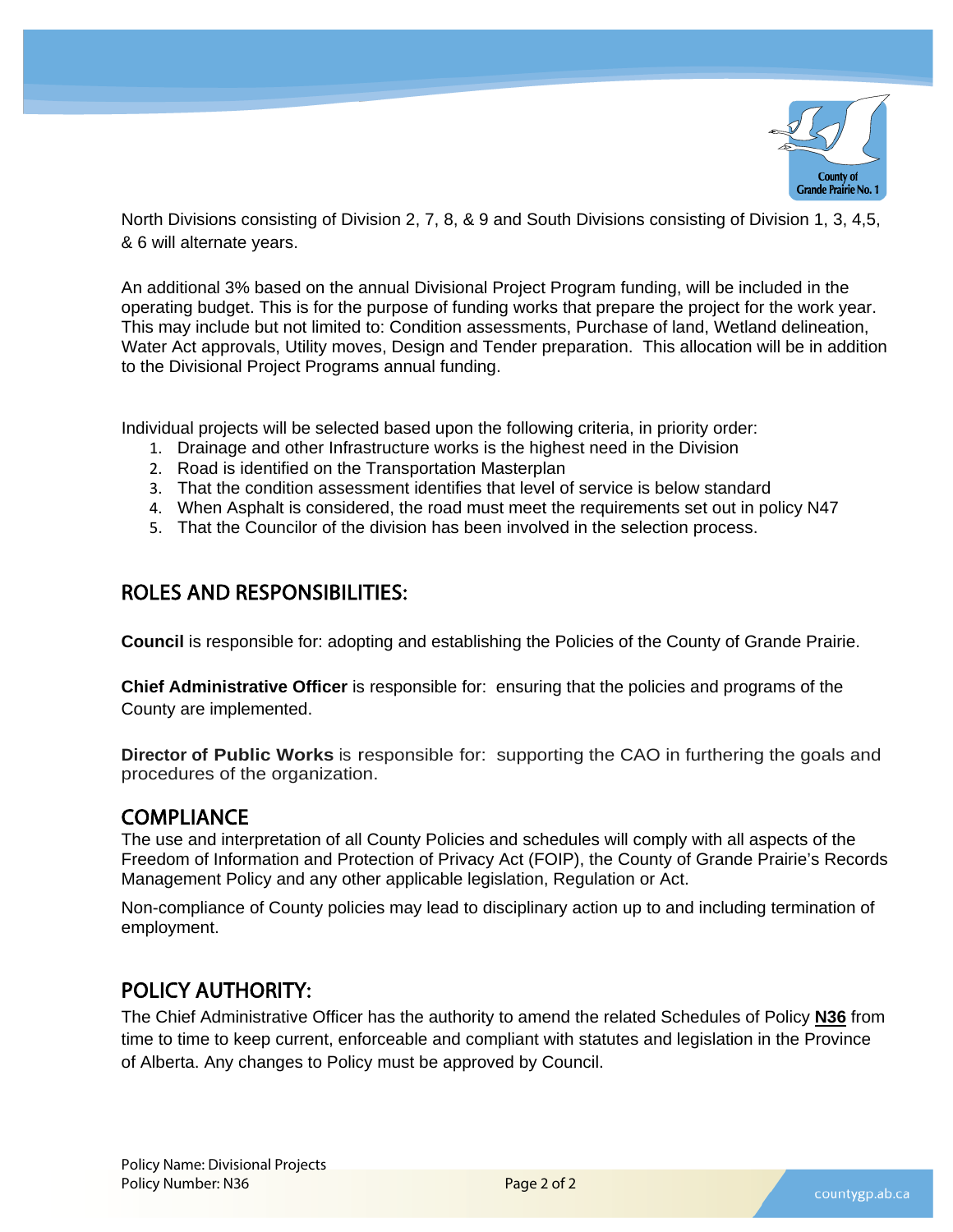North Divisions consisting of Division 2, 7, 8, & 9 and South Divisions consisting of Division 1, 3, 4,5, & 6 will alternate years.

An additional 3% based on the annual Divisional Project Program funding, will be included in the operating budget. This is for the purpose of funding works that prepare the project for the work year. This may include but not limited to: Condition assessments, Purchase of land, Wetland delineation, Water Act approvals, Utility moves, Design and Tender preparation. This allocation will be in addition to the Divisional Project Programs annual funding.

Individual projects will be selected based upon the following criteria, in priority order:

1. Drainage and other Infrastructure works is the highest need in the Division
2. Road is identified on the Transportation Masterplan
3. That the condition assessment identifies that level of service is below standard
4. When Asphalt is considered, the road must meet the requirements set out in policy N47
5. That the Councilor of the division has been involved in the selection process.

## ROLES AND RESPONSIBILITIES:

**Council** is responsible for: adopting and establishing the Policies of the County of Grande Prairie.

**Chief Administrative Officer** is responsible for: ensuring that the policies and programs of the County are implemented.

**Director of Public Works** is responsible for: supporting the CAO in furthering the goals and procedures of the organization.

## COMPLIANCE

The use and interpretation of all County Policies and schedules will comply with all aspects of the Freedom of Information and Protection of Privacy Act (FOIP), the County of Grande Prairie's Records Management Policy and any other applicable legislation, Regulation or Act.

Non-compliance of County policies may lead to disciplinary action up to and including termination of employment.

## POLICY AUTHORITY:

The Chief Administrative Officer has the authority to amend the related Schedules of Policy **N36** from time to time to keep current, enforceable and compliant with statutes and legislation in the Province of Alberta. Any changes to Policy must be approved by Council.